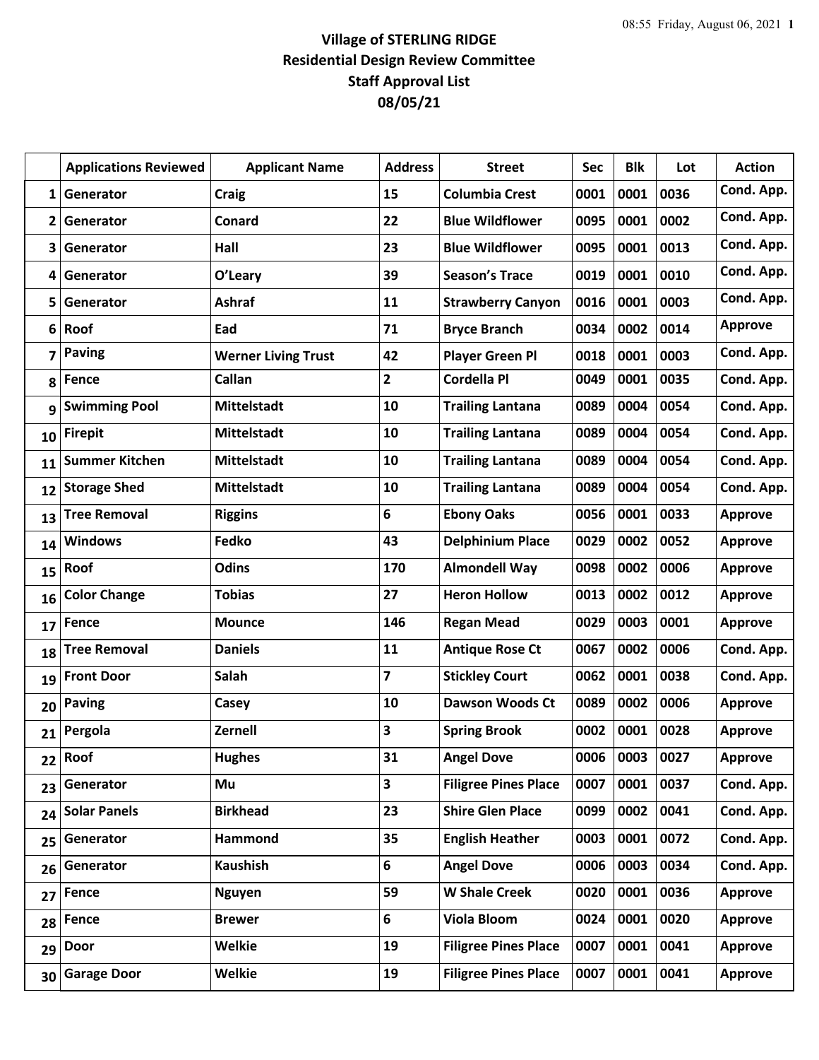# Village of STERLING RIDGE
## Residential Design Review Committee
## Staff Approval List
## 08/05/21

| | Applications Reviewed | Applicant Name | Address | Street | Sec | Blk | Lot | Action |
|---|---|---|---|---|---|---|---|---|
| 1 | Generator | Craig | 15 | Columbia Crest | 0001 | 0001 | 0036 | Cond. App. |
| 2 | Generator | Conard | 22 | Blue Wildflower | 0095 | 0001 | 0002 | Cond. App. |
| 3 | Generator | Hall | 23 | Blue Wildflower | 0095 | 0001 | 0013 | Cond. App. |
| 4 | Generator | O'Leary | 39 | Season's Trace | 0019 | 0001 | 0010 | Cond. App. |
| 5 | Generator | Ashraf | 11 | Strawberry Canyon | 0016 | 0001 | 0003 | Cond. App. |
| 6 | Roof | Ead | 71 | Bryce Branch | 0034 | 0002 | 0014 | Approve |
| 7 | Paving | Werner Living Trust | 42 | Player Green Pl | 0018 | 0001 | 0003 | Cond. App. |
| 8 | Fence | Callan | 2 | Cordella Pl | 0049 | 0001 | 0035 | Cond. App. |
| 9 | Swimming Pool | Mittelstadt | 10 | Trailing Lantana | 0089 | 0004 | 0054 | Cond. App. |
| 10 | Firepit | Mittelstadt | 10 | Trailing Lantana | 0089 | 0004 | 0054 | Cond. App. |
| 11 | Summer Kitchen | Mittelstadt | 10 | Trailing Lantana | 0089 | 0004 | 0054 | Cond. App. |
| 12 | Storage Shed | Mittelstadt | 10 | Trailing Lantana | 0089 | 0004 | 0054 | Cond. App. |
| 13 | Tree Removal | Riggins | 6 | Ebony Oaks | 0056 | 0001 | 0033 | Approve |
| 14 | Windows | Fedko | 43 | Delphinium Place | 0029 | 0002 | 0052 | Approve |
| 15 | Roof | Odins | 170 | Almondell Way | 0098 | 0002 | 0006 | Approve |
| 16 | Color Change | Tobias | 27 | Heron Hollow | 0013 | 0002 | 0012 | Approve |
| 17 | Fence | Mounce | 146 | Regan Mead | 0029 | 0003 | 0001 | Approve |
| 18 | Tree Removal | Daniels | 11 | Antique Rose Ct | 0067 | 0002 | 0006 | Cond. App. |
| 19 | Front Door | Salah | 7 | Stickley Court | 0062 | 0001 | 0038 | Cond. App. |
| 20 | Paving | Casey | 10 | Dawson Woods Ct | 0089 | 0002 | 0006 | Approve |
| 21 | Pergola | Zernell | 3 | Spring Brook | 0002 | 0001 | 0028 | Approve |
| 22 | Roof | Hughes | 31 | Angel Dove | 0006 | 0003 | 0027 | Approve |
| 23 | Generator | Mu | 3 | Filigree Pines Place | 0007 | 0001 | 0037 | Cond. App. |
| 24 | Solar Panels | Birkhead | 23 | Shire Glen Place | 0099 | 0002 | 0041 | Cond. App. |
| 25 | Generator | Hammond | 35 | English Heather | 0003 | 0001 | 0072 | Cond. App. |
| 26 | Generator | Kaushish | 6 | Angel Dove | 0006 | 0003 | 0034 | Cond. App. |
| 27 | Fence | Nguyen | 59 | W Shale Creek | 0020 | 0001 | 0036 | Approve |
| 28 | Fence | Brewer | 6 | Viola Bloom | 0024 | 0001 | 0020 | Approve |
| 29 | Door | Welkie | 19 | Filigree Pines Place | 0007 | 0001 | 0041 | Approve |
| 30 | Garage Door | Welkie | 19 | Filigree Pines Place | 0007 | 0001 | 0041 | Approve |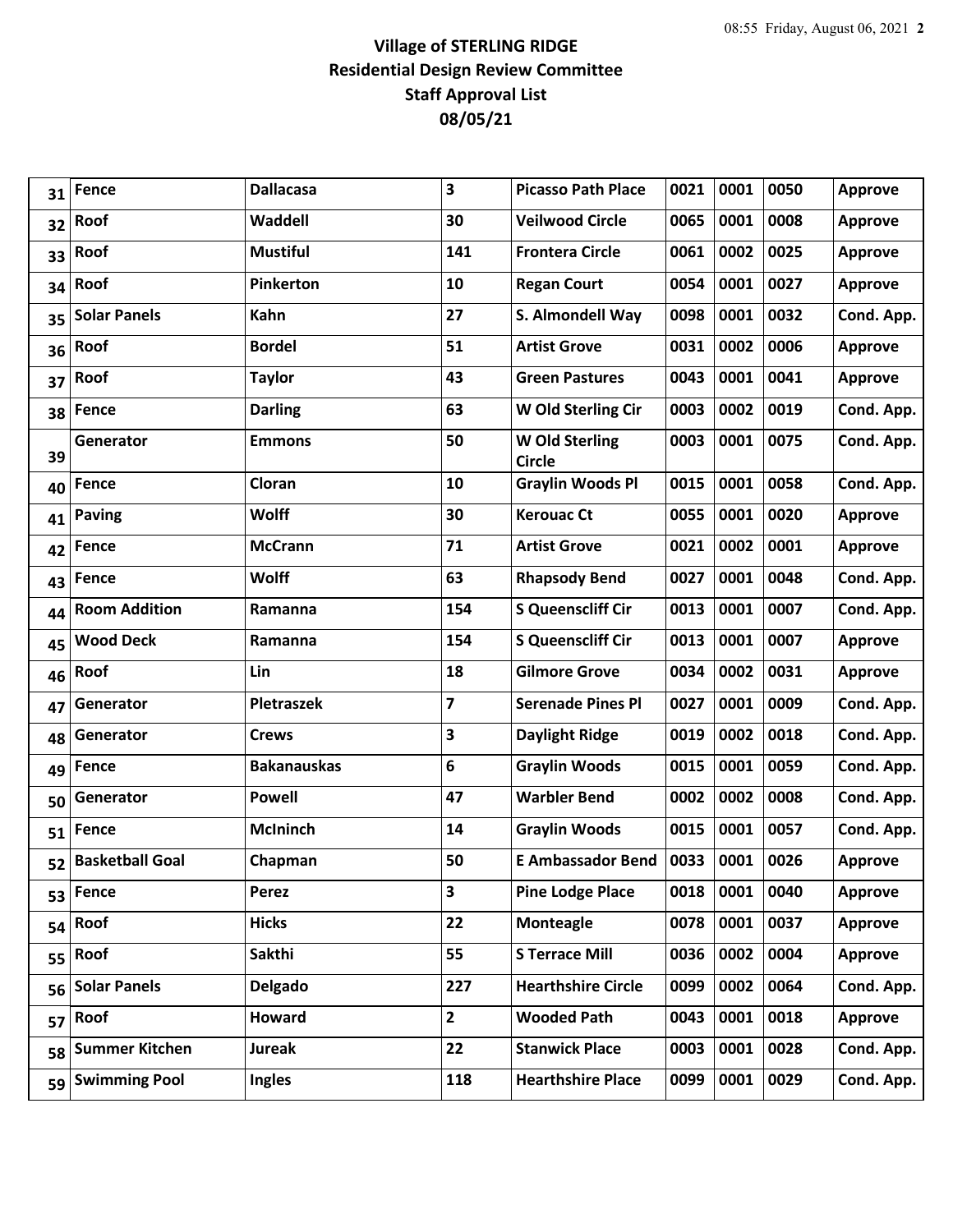**Village of STERLING RIDGE**
**Residential Design Review Committee**
**Staff Approval List**
**08/05/21**

| | | | | | | | | |
|---|---|---|---|---|---|---|---|---|
| 31 | Fence | Dallacasa | 3 | Picasso Path Place | 0021 | 0001 | 0050 | Approve |
| 32 | Roof | Waddell | 30 | Veilwood Circle | 0065 | 0001 | 0008 | Approve |
| 33 | Roof | Mustiful | 141 | Frontera Circle | 0061 | 0002 | 0025 | Approve |
| 34 | Roof | Pinkerton | 10 | Regan Court | 0054 | 0001 | 0027 | Approve |
| 35 | Solar Panels | Kahn | 27 | S. Almondell Way | 0098 | 0001 | 0032 | Cond. App. |
| 36 | Roof | Bordel | 51 | Artist Grove | 0031 | 0002 | 0006 | Approve |
| 37 | Roof | Taylor | 43 | Green Pastures | 0043 | 0001 | 0041 | Approve |
| 38 | Fence | Darling | 63 | W Old Sterling Cir | 0003 | 0002 | 0019 | Cond. App. |
| 39 | Generator | Emmons | 50 | W Old Sterling Circle | 0003 | 0001 | 0075 | Cond. App. |
| 40 | Fence | Cloran | 10 | Graylin Woods Pl | 0015 | 0001 | 0058 | Cond. App. |
| 41 | Paving | Wolff | 30 | Kerouac Ct | 0055 | 0001 | 0020 | Approve |
| 42 | Fence | McCrann | 71 | Artist Grove | 0021 | 0002 | 0001 | Approve |
| 43 | Fence | Wolff | 63 | Rhapsody Bend | 0027 | 0001 | 0048 | Cond. App. |
| 44 | Room Addition | Ramanna | 154 | S Queenscliff Cir | 0013 | 0001 | 0007 | Cond. App. |
| 45 | Wood Deck | Ramanna | 154 | S Queenscliff Cir | 0013 | 0001 | 0007 | Approve |
| 46 | Roof | Lin | 18 | Gilmore Grove | 0034 | 0002 | 0031 | Approve |
| 47 | Generator | Pletraszek | 7 | Serenade Pines Pl | 0027 | 0001 | 0009 | Cond. App. |
| 48 | Generator | Crews | 3 | Daylight Ridge | 0019 | 0002 | 0018 | Cond. App. |
| 49 | Fence | Bakanauskas | 6 | Graylin Woods | 0015 | 0001 | 0059 | Cond. App. |
| 50 | Generator | Powell | 47 | Warbler Bend | 0002 | 0002 | 0008 | Cond. App. |
| 51 | Fence | McIninch | 14 | Graylin Woods | 0015 | 0001 | 0057 | Cond. App. |
| 52 | Basketball Goal | Chapman | 50 | E Ambassador Bend | 0033 | 0001 | 0026 | Approve |
| 53 | Fence | Perez | 3 | Pine Lodge Place | 0018 | 0001 | 0040 | Approve |
| 54 | Roof | Hicks | 22 | Monteagle | 0078 | 0001 | 0037 | Approve |
| 55 | Roof | Sakthi | 55 | S Terrace Mill | 0036 | 0002 | 0004 | Approve |
| 56 | Solar Panels | Delgado | 227 | Hearthshire Circle | 0099 | 0002 | 0064 | Cond. App. |
| 57 | Roof | Howard | 2 | Wooded Path | 0043 | 0001 | 0018 | Approve |
| 58 | Summer Kitchen | Jureak | 22 | Stanwick Place | 0003 | 0001 | 0028 | Cond. App. |
| 59 | Swimming Pool | Ingles | 118 | Hearthshire Place | 0099 | 0001 | 0029 | Cond. App. |